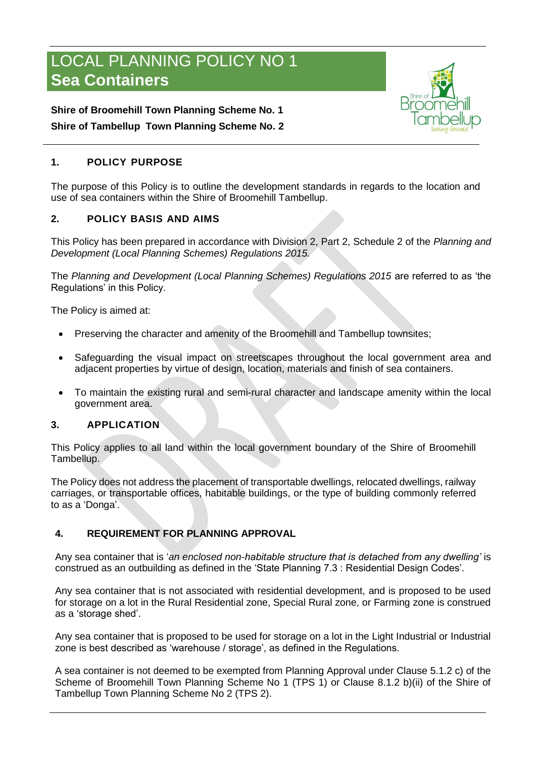# LOCAL PLANNING POLICY NO 1
# **Sea Containers**

**Shire of Broomehill Town Planning Scheme No. 1**

**Shire of Tambellup Town Planning Scheme No. 2**

## 1. POLICY PURPOSE

The purpose of this Policy is to outline the development standards in regards to the location and use of sea containers within the Shire of Broomehill Tambellup.

## 2. POLICY BASIS AND AIMS

This Policy has been prepared in accordance with Division 2, Part 2, Schedule 2 of the *Planning and Development (Local Planning Schemes) Regulations 2015.*

The *Planning and Development (Local Planning Schemes) Regulations 2015* are referred to as 'the Regulations' in this Policy.

The Policy is aimed at:

- Preserving the character and amenity of the Broomehill and Tambellup townsites;
- Safeguarding the visual impact on streetscapes throughout the local government area and adjacent properties by virtue of design, location, materials and finish of sea containers.
- To maintain the existing rural and semi-rural character and landscape amenity within the local government area.

## 3. APPLICATION

This Policy applies to all land within the local government boundary of the Shire of Broomehill Tambellup.

The Policy does not address the placement of transportable dwellings, relocated dwellings, railway carriages, or transportable offices, habitable buildings, or the type of building commonly referred to as a 'Donga'.

## 4. REQUIREMENT FOR PLANNING APPROVAL

Any sea container that is '*an enclosed non-habitable structure that is detached from any dwelling'* is construed as an outbuilding as defined in the 'State Planning 7.3 : Residential Design Codes'.

Any sea container that is not associated with residential development, and is proposed to be used for storage on a lot in the Rural Residential zone, Special Rural zone, or Farming zone is construed as a 'storage shed'.

Any sea container that is proposed to be used for storage on a lot in the Light Industrial or Industrial zone is best described as 'warehouse / storage', as defined in the Regulations.

A sea container is not deemed to be exempted from Planning Approval under Clause 5.1.2 c) of the Scheme of Broomehill Town Planning Scheme No 1 (TPS 1) or Clause 8.1.2 b)(ii) of the Shire of Tambellup Town Planning Scheme No 2 (TPS 2).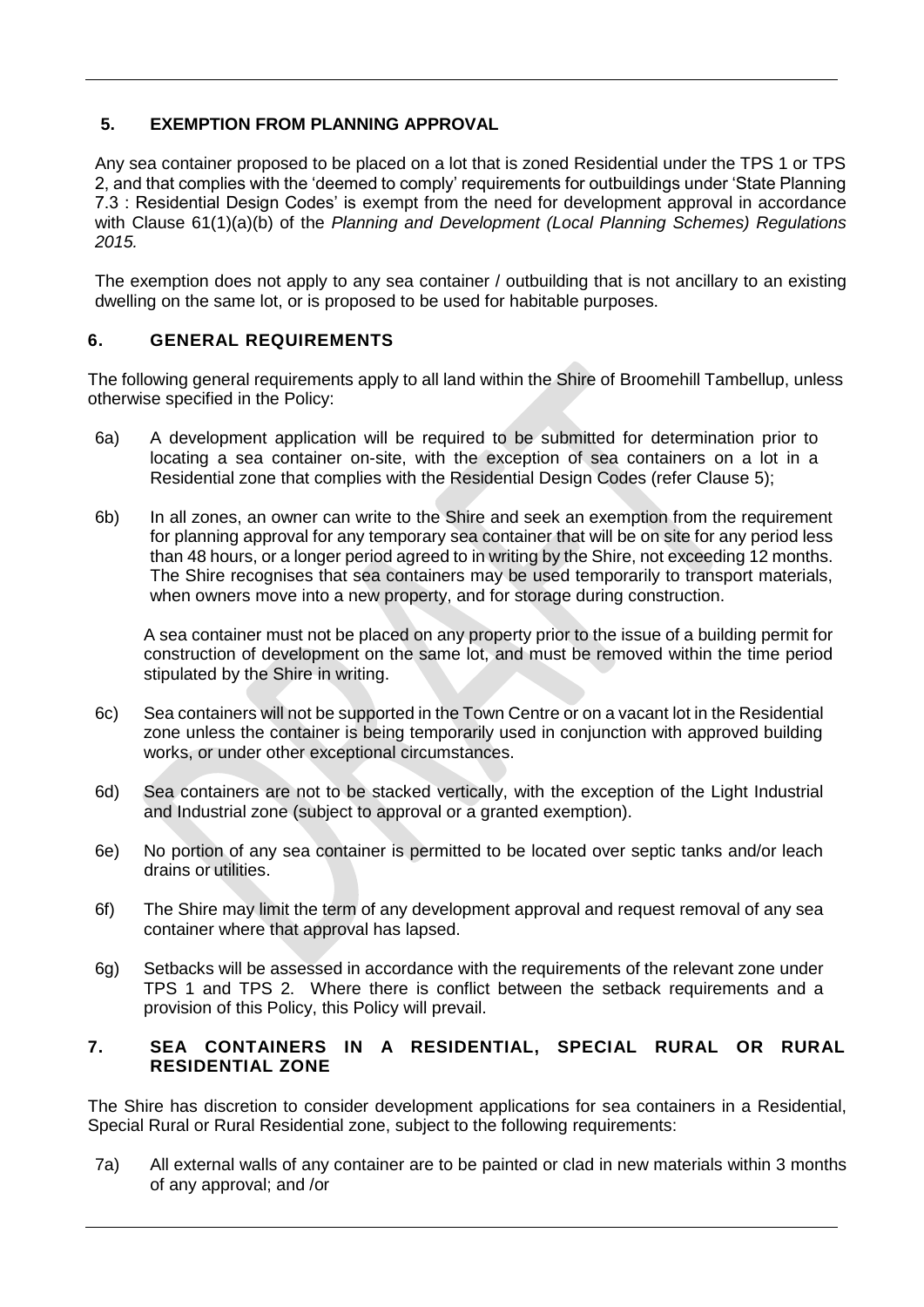## 5. EXEMPTION FROM PLANNING APPROVAL

Any sea container proposed to be placed on a lot that is zoned Residential under the TPS 1 or TPS 2, and that complies with the 'deemed to comply' requirements for outbuildings under 'State Planning 7.3 : Residential Design Codes' is exempt from the need for development approval in accordance with Clause 61(1)(a)(b) of the *Planning and Development (Local Planning Schemes) Regulations 2015.*

The exemption does not apply to any sea container / outbuilding that is not ancillary to an existing dwelling on the same lot, or is proposed to be used for habitable purposes.

## 6. GENERAL REQUIREMENTS

The following general requirements apply to all land within the Shire of Broomehill Tambellup, unless otherwise specified in the Policy:

6a) A development application will be required to be submitted for determination prior to locating a sea container on-site, with the exception of sea containers on a lot in a Residential zone that complies with the Residential Design Codes (refer Clause 5);

6b) In all zones, an owner can write to the Shire and seek an exemption from the requirement for planning approval for any temporary sea container that will be on site for any period less than 48 hours, or a longer period agreed to in writing by the Shire, not exceeding 12 months. The Shire recognises that sea containers may be used temporarily to transport materials, when owners move into a new property, and for storage during construction.

A sea container must not be placed on any property prior to the issue of a building permit for construction of development on the same lot, and must be removed within the time period stipulated by the Shire in writing.

6c) Sea containers will not be supported in the Town Centre or on a vacant lot in the Residential zone unless the container is being temporarily used in conjunction with approved building works, or under other exceptional circumstances.

6d) Sea containers are not to be stacked vertically, with the exception of the Light Industrial and Industrial zone (subject to approval or a granted exemption).

6e) No portion of any sea container is permitted to be located over septic tanks and/or leach drains or utilities.

6f) The Shire may limit the term of any development approval and request removal of any sea container where that approval has lapsed.

6g) Setbacks will be assessed in accordance with the requirements of the relevant zone under TPS 1 and TPS 2. Where there is conflict between the setback requirements and a provision of this Policy, this Policy will prevail.

## 7. SEA CONTAINERS IN A RESIDENTIAL, SPECIAL RURAL OR RURAL RESIDENTIAL ZONE

The Shire has discretion to consider development applications for sea containers in a Residential, Special Rural or Rural Residential zone, subject to the following requirements:

7a) All external walls of any container are to be painted or clad in new materials within 3 months of any approval; and /or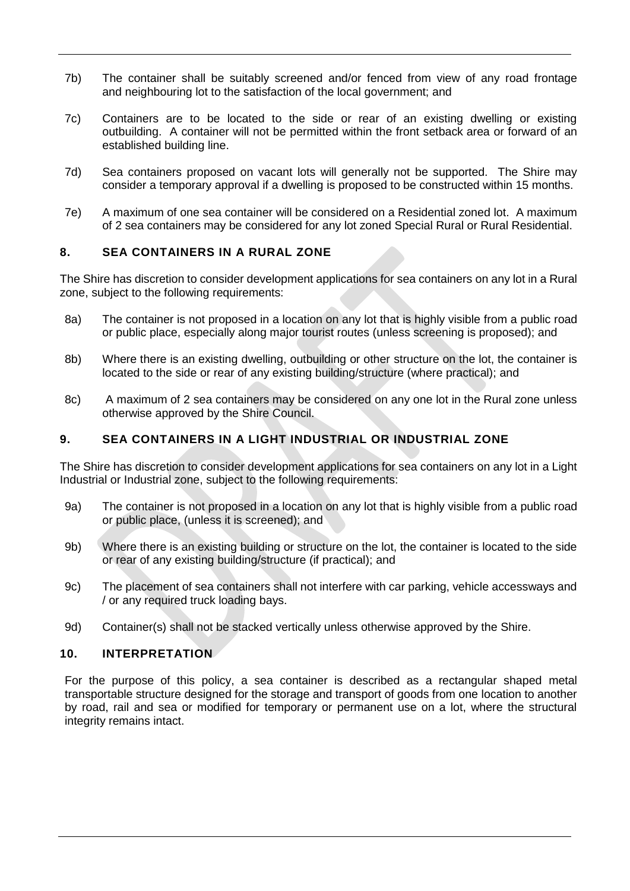7b) The container shall be suitably screened and/or fenced from view of any road frontage and neighbouring lot to the satisfaction of the local government; and

7c) Containers are to be located to the side or rear of an existing dwelling or existing outbuilding. A container will not be permitted within the front setback area or forward of an established building line.

7d) Sea containers proposed on vacant lots will generally not be supported. The Shire may consider a temporary approval if a dwelling is proposed to be constructed within 15 months.

7e) A maximum of one sea container will be considered on a Residential zoned lot. A maximum of 2 sea containers may be considered for any lot zoned Special Rural or Rural Residential.

## 8. SEA CONTAINERS IN A RURAL ZONE

The Shire has discretion to consider development applications for sea containers on any lot in a Rural zone, subject to the following requirements:

8a) The container is not proposed in a location on any lot that is highly visible from a public road or public place, especially along major tourist routes (unless screening is proposed); and

8b) Where there is an existing dwelling, outbuilding or other structure on the lot, the container is located to the side or rear of any existing building/structure (where practical); and

8c) A maximum of 2 sea containers may be considered on any one lot in the Rural zone unless otherwise approved by the Shire Council.

## 9. SEA CONTAINERS IN A LIGHT INDUSTRIAL OR INDUSTRIAL ZONE

The Shire has discretion to consider development applications for sea containers on any lot in a Light Industrial or Industrial zone, subject to the following requirements:

9a) The container is not proposed in a location on any lot that is highly visible from a public road or public place, (unless it is screened); and

9b) Where there is an existing building or structure on the lot, the container is located to the side or rear of any existing building/structure (if practical); and

9c) The placement of sea containers shall not interfere with car parking, vehicle accessways and / or any required truck loading bays.

9d) Container(s) shall not be stacked vertically unless otherwise approved by the Shire.

## 10. INTERPRETATION

For the purpose of this policy, a sea container is described as a rectangular shaped metal transportable structure designed for the storage and transport of goods from one location to another by road, rail and sea or modified for temporary or permanent use on a lot, where the structural integrity remains intact.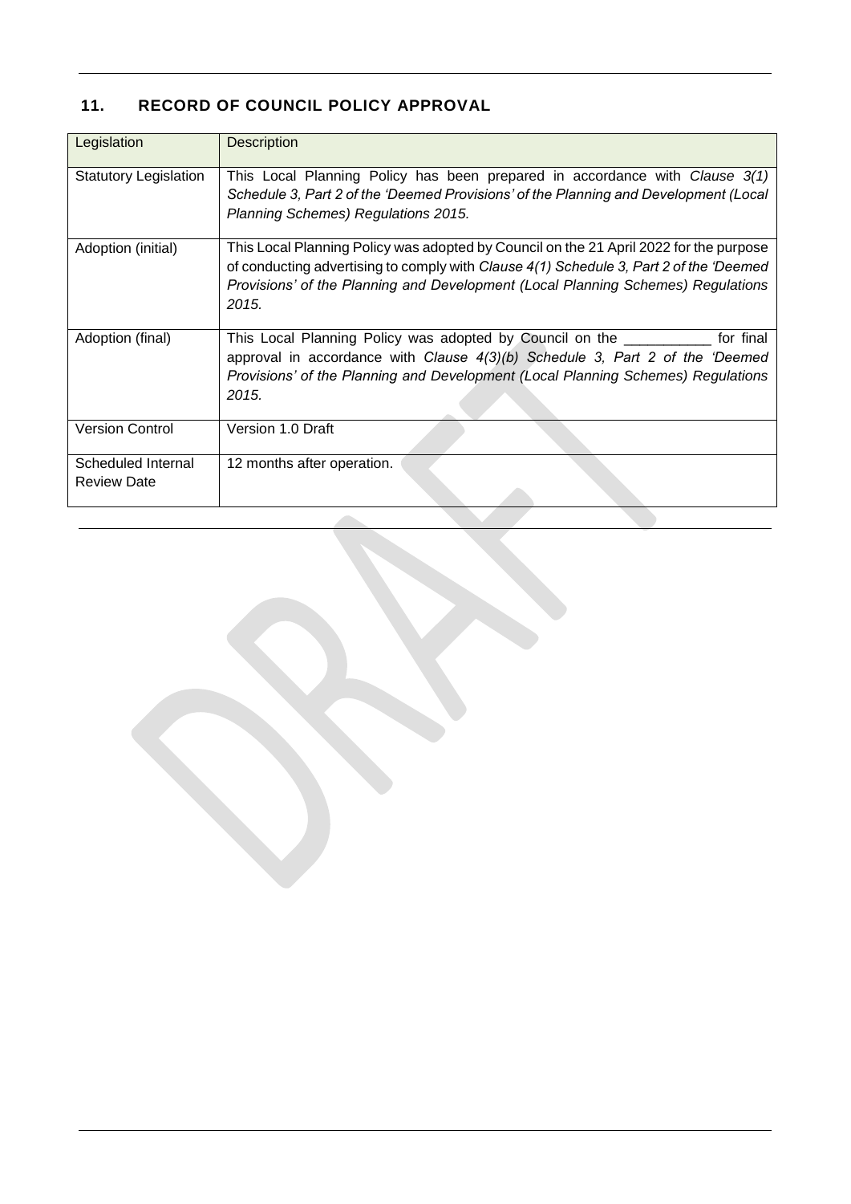## 11. RECORD OF COUNCIL POLICY APPROVAL

| Legislation | Description |
|---|---|
| Statutory Legislation | This Local Planning Policy has been prepared in accordance with *Clause 3(1) Schedule 3, Part 2 of the 'Deemed Provisions' of the Planning and Development (Local Planning Schemes) Regulations 2015.* |
| Adoption (initial) | This Local Planning Policy was adopted by Council on the 21 April 2022 for the purpose of conducting advertising to comply with *Clause 4(1) Schedule 3, Part 2 of the 'Deemed Provisions' of the Planning and Development (Local Planning Schemes) Regulations 2015.* |
| Adoption (final) | This Local Planning Policy was adopted by Council on the ___________ for final approval in accordance with *Clause 4(3)(b) Schedule 3, Part 2 of the 'Deemed Provisions' of the Planning and Development (Local Planning Schemes) Regulations 2015.* |
| Version Control | Version 1.0 Draft |
| Scheduled Internal Review Date | 12 months after operation. |